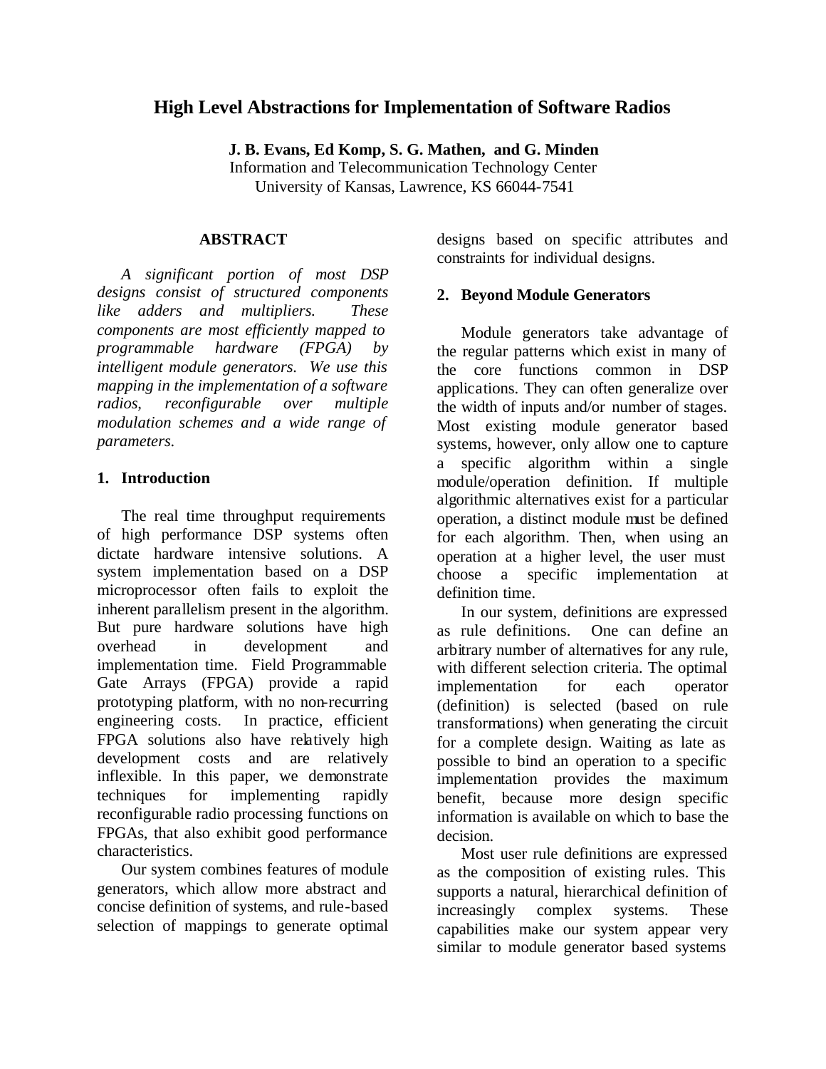# High Level Abstractions for Implementation of Software Radios

**J. B. Evans, Ed Komp, S. G. Mathen, and G. Minden**
Information and Telecommunication Technology Center
University of Kansas, Lawrence, KS 66044-7541

## ABSTRACT

*A significant portion of most DSP designs consist of structured components like adders and multipliers. These components are most efficiently mapped to programmable hardware (FPGA) by intelligent module generators. We use this mapping in the implementation of a software radios, reconfigurable over multiple modulation schemes and a wide range of parameters.*

## 1. Introduction

The real time throughput requirements of high performance DSP systems often dictate hardware intensive solutions. A system implementation based on a DSP microprocessor often fails to exploit the inherent parallelism present in the algorithm. But pure hardware solutions have high overhead in development and implementation time. Field Programmable Gate Arrays (FPGA) provide a rapid prototyping platform, with no non-recurring engineering costs. In practice, efficient FPGA solutions also have relatively high development costs and are relatively inflexible. In this paper, we demonstrate techniques for implementing rapidly reconfigurable radio processing functions on FPGAs, that also exhibit good performance characteristics.

Our system combines features of module generators, which allow more abstract and concise definition of systems, and rule-based selection of mappings to generate optimal designs based on specific attributes and constraints for individual designs.

## 2. Beyond Module Generators

Module generators take advantage of the regular patterns which exist in many of the core functions common in DSP applications. They can often generalize over the width of inputs and/or number of stages. Most existing module generator based systems, however, only allow one to capture a specific algorithm within a single module/operation definition. If multiple algorithmic alternatives exist for a particular operation, a distinct module must be defined for each algorithm. Then, when using an operation at a higher level, the user must choose a specific implementation at definition time.

In our system, definitions are expressed as rule definitions. One can define an arbitrary number of alternatives for any rule, with different selection criteria. The optimal implementation for each operator (definition) is selected (based on rule transformations) when generating the circuit for a complete design. Waiting as late as possible to bind an operation to a specific implementation provides the maximum benefit, because more design specific information is available on which to base the decision.

Most user rule definitions are expressed as the composition of existing rules. This supports a natural, hierarchical definition of increasingly complex systems. These capabilities make our system appear very similar to module generator based systems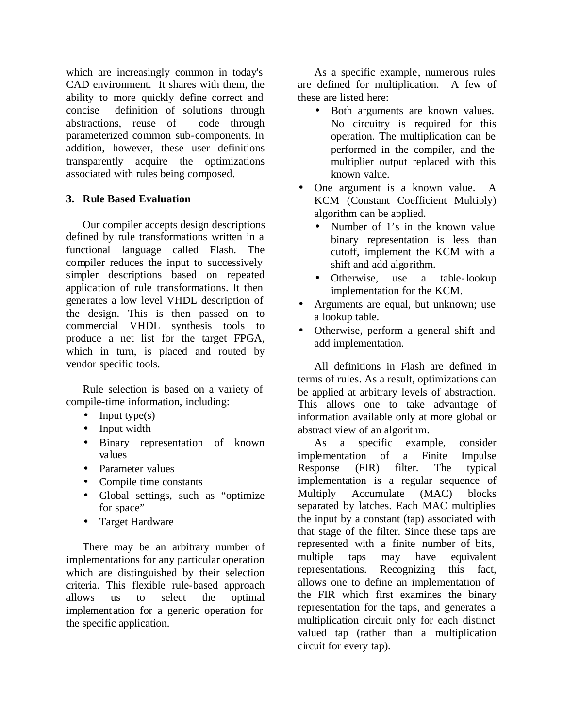which are increasingly common in today's CAD environment. It shares with them, the ability to more quickly define correct and concise definition of solutions through abstractions, reuse of code through parameterized common sub-components. In addition, however, these user definitions transparently acquire the optimizations associated with rules being composed.

### 3. Rule Based Evaluation

Our compiler accepts design descriptions defined by rule transformations written in a functional language called Flash. The compiler reduces the input to successively simpler descriptions based on repeated application of rule transformations. It then generates a low level VHDL description of the design. This is then passed on to commercial VHDL synthesis tools to produce a net list for the target FPGA, which in turn, is placed and routed by vendor specific tools.

Rule selection is based on a variety of compile-time information, including:

- Input type(s)
- Input width
- Binary representation of known values
- Parameter values
- Compile time constants
- Global settings, such as "optimize for space"
- Target Hardware

There may be an arbitrary number of implementations for any particular operation which are distinguished by their selection criteria. This flexible rule-based approach allows us to select the optimal implementation for a generic operation for the specific application.

As a specific example, numerous rules are defined for multiplication. A few of these are listed here:

- Both arguments are known values. No circuitry is required for this operation. The multiplication can be performed in the compiler, and the multiplier output replaced with this known value.
- One argument is a known value. A KCM (Constant Coefficient Multiply) algorithm can be applied.
  - Number of 1's in the known value binary representation is less than cutoff, implement the KCM with a shift and add algorithm.
  - Otherwise, use a table-lookup implementation for the KCM.
- Arguments are equal, but unknown; use a lookup table.
- Otherwise, perform a general shift and add implementation.

All definitions in Flash are defined in terms of rules. As a result, optimizations can be applied at arbitrary levels of abstraction. This allows one to take advantage of information available only at more global or abstract view of an algorithm.

As a specific example, consider implementation of a Finite Impulse Response (FIR) filter. The typical implementation is a regular sequence of Multiply Accumulate (MAC) blocks separated by latches. Each MAC multiplies the input by a constant (tap) associated with that stage of the filter. Since these taps are represented with a finite number of bits, multiple taps may have equivalent representations. Recognizing this fact, allows one to define an implementation of the FIR which first examines the binary representation for the taps, and generates a multiplication circuit only for each distinct valued tap (rather than a multiplication circuit for every tap).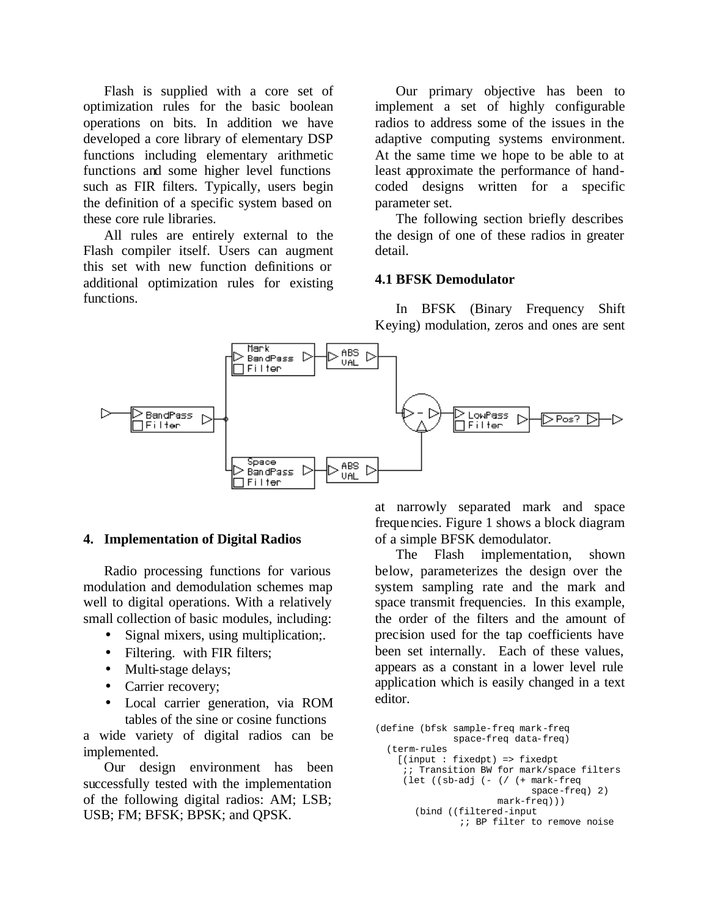Flash is supplied with a core set of optimization rules for the basic boolean operations on bits. In addition we have developed a core library of elementary DSP functions including elementary arithmetic functions and some higher level functions such as FIR filters. Typically, users begin the definition of a specific system based on these core rule libraries.

All rules are entirely external to the Flash compiler itself. Users can augment this set with new function definitions or additional optimization rules for existing functions.

## 4. Implementation of Digital Radios

Radio processing functions for various modulation and demodulation schemes map well to digital operations. With a relatively small collection of basic modules, including:

- Signal mixers, using multiplication;.
- Filtering. with FIR filters;
- Multi-stage delays;
- Carrier recovery;
- Local carrier generation, via ROM tables of the sine or cosine functions

a wide variety of digital radios can be implemented.

Our design environment has been successfully tested with the implementation of the following digital radios: AM; LSB; USB; FM; BFSK; BPSK; and QPSK.

Our primary objective has been to implement a set of highly configurable radios to address some of the issues in the adaptive computing systems environment. At the same time we hope to be able to at least approximate the performance of hand-coded designs written for a specific parameter set.

The following section briefly describes the design of one of these radios in greater detail.

### 4.1 BFSK Demodulator

In BFSK (Binary Frequency Shift Keying) modulation, zeros and ones are sent at narrowly separated mark and space frequencies. Figure 1 shows a block diagram of a simple BFSK demodulator.

The Flash implementation, shown below, parameterizes the design over the system sampling rate and the mark and space transmit frequencies. In this example, the order of the filters and the amount of precision used for the tap coefficients have been set internally. Each of these values, appears as a constant in a lower level rule application which is easily changed in a text editor.

```
(define (bfsk sample-freq mark-freq
              space-freq data-freq)
  (term-rules
    [(input : fixedpt) => fixedpt
     ;; Transition BW for mark/space filters
     (let ((sb-adj (- (/ (+ mark-freq
                            space-freq) 2)
                      mark-freq)))
       (bind ((filtered-input
               ;; BP filter to remove noise
```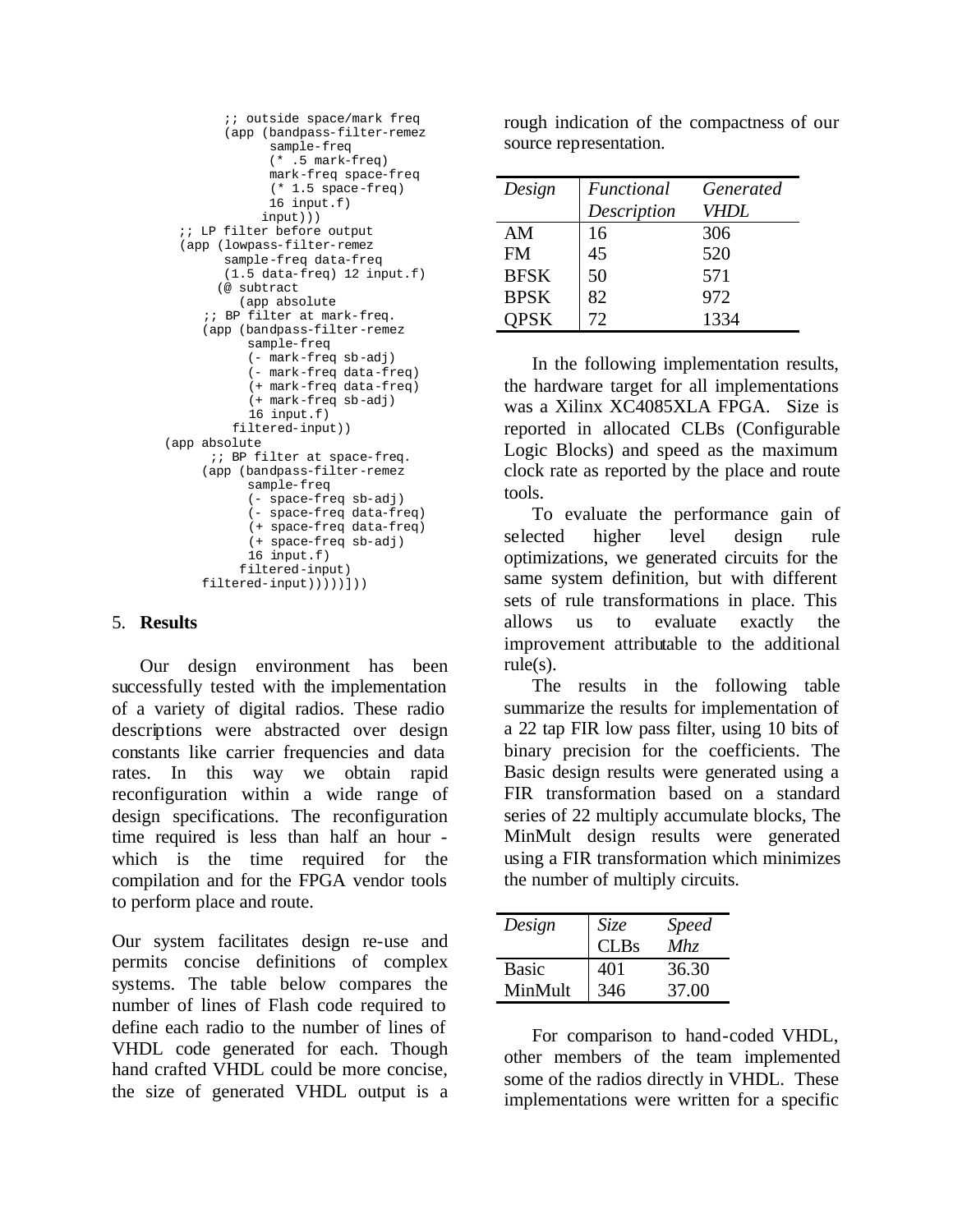```
          ;; outside space/mark freq
          (app (bandpass-filter-remez
                 sample-freq
                 (* .5 mark-freq)
                 mark-freq space-freq
                 (* 1.5 space-freq)
                 16 input.f)
                input)))
    ;; LP filter before output
    (app (lowpass-filter-remez
           sample-freq data-freq
           (1.5 data-freq) 12 input.f)
         (@ subtract
            (app absolute
       ;; BP filter at mark-freq.
       (app (bandpass-filter-remez
              sample-freq
              (- mark-freq sb-adj)
              (- mark-freq data-freq)
              (+ mark-freq data-freq)
              (+ mark-freq sb-adj)
              16 input.f)
            filtered-input))
 (app absolute
        ;; BP filter at space-freq.
       (app (bandpass-filter-remez
              sample-freq
              (- space-freq sb-adj)
              (- space-freq data-freq)
              (+ space-freq data-freq)
              (+ space-freq sb-adj)
              16 input.f)
             filtered-input)
       filtered-input)))))]))
```

## 5. **Results**

Our design environment has been successfully tested with the implementation of a variety of digital radios. These radio descriptions were abstracted over design constants like carrier frequencies and data rates. In this way we obtain rapid reconfiguration within a wide range of design specifications. The reconfiguration time required is less than half an hour - which is the time required for the compilation and for the FPGA vendor tools to perform place and route.

Our system facilitates design re-use and permits concise definitions of complex systems. The table below compares the number of lines of Flash code required to define each radio to the number of lines of VHDL code generated for each. Though hand crafted VHDL could be more concise, the size of generated VHDL output is a rough indication of the compactness of our source representation.

| *Design* | *Functional Description* | *Generated VHDL* |
|---|---|---|
| AM | 16 | 306 |
| FM | 45 | 520 |
| BFSK | 50 | 571 |
| BPSK | 82 | 972 |
| QPSK | 72 | 1334 |

In the following implementation results, the hardware target for all implementations was a Xilinx XC4085XLA FPGA. Size is reported in allocated CLBs (Configurable Logic Blocks) and speed as the maximum clock rate as reported by the place and route tools.

To evaluate the performance gain of selected higher level design rule optimizations, we generated circuits for the same system definition, but with different sets of rule transformations in place. This allows us to evaluate exactly the improvement attributable to the additional rule(s).

The results in the following table summarize the results for implementation of a 22 tap FIR low pass filter, using 10 bits of binary precision for the coefficients. The Basic design results were generated using a FIR transformation based on a standard series of 22 multiply accumulate blocks, The MinMult design results were generated using a FIR transformation which minimizes the number of multiply circuits.

| *Design* | *Size CLBs* | *Speed Mhz* |
|---|---|---|
| Basic | 401 | 36.30 |
| MinMult | 346 | 37.00 |

For comparison to hand-coded VHDL, other members of the team implemented some of the radios directly in VHDL. These implementations were written for a specific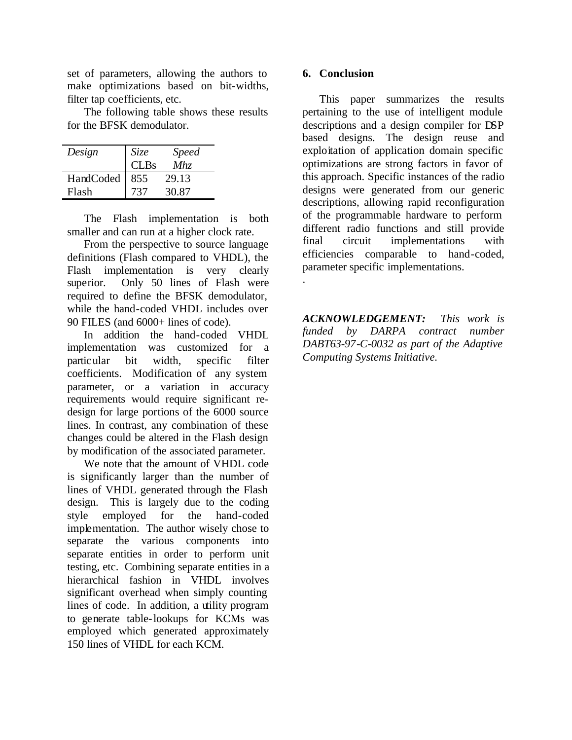set of parameters, allowing the authors to make optimizations based on bit-widths, filter tap coefficients, etc.

The following table shows these results for the BFSK demodulator.

| *Design* | *Size* CLBs | *Speed* *Mhz* |
|---|---|---|
| HandCoded | 855 | 29.13 |
| Flash | 737 | 30.87 |

The Flash implementation is both smaller and can run at a higher clock rate.

From the perspective to source language definitions (Flash compared to VHDL), the Flash implementation is very clearly superior. Only 50 lines of Flash were required to define the BFSK demodulator, while the hand-coded VHDL includes over 90 FILES (and 6000+ lines of code).

In addition the hand-coded VHDL implementation was customized for a particular bit width, specific filter coefficients. Modification of any system parameter, or a variation in accuracy requirements would require significant re-design for large portions of the 6000 source lines. In contrast, any combination of these changes could be altered in the Flash design by modification of the associated parameter.

We note that the amount of VHDL code is significantly larger than the number of lines of VHDL generated through the Flash design. This is largely due to the coding style employed for the hand-coded implementation. The author wisely chose to separate the various components into separate entities in order to perform unit testing, etc. Combining separate entities in a hierarchical fashion in VHDL involves significant overhead when simply counting lines of code. In addition, a utility program to generate table-lookups for KCMs was employed which generated approximately 150 lines of VHDL for each KCM.

## 6. Conclusion

This paper summarizes the results pertaining to the use of intelligent module descriptions and a design compiler for DSP based designs. The design reuse and exploitation of application domain specific optimizations are strong factors in favor of this approach. Specific instances of the radio designs were generated from our generic descriptions, allowing rapid reconfiguration of the programmable hardware to perform different radio functions and still provide final circuit implementations with efficiencies comparable to hand-coded, parameter specific implementations.

.

***ACKNOWLEDGEMENT:*** *This work is funded by DARPA contract number DABT63-97-C-0032 as part of the Adaptive Computing Systems Initiative.*